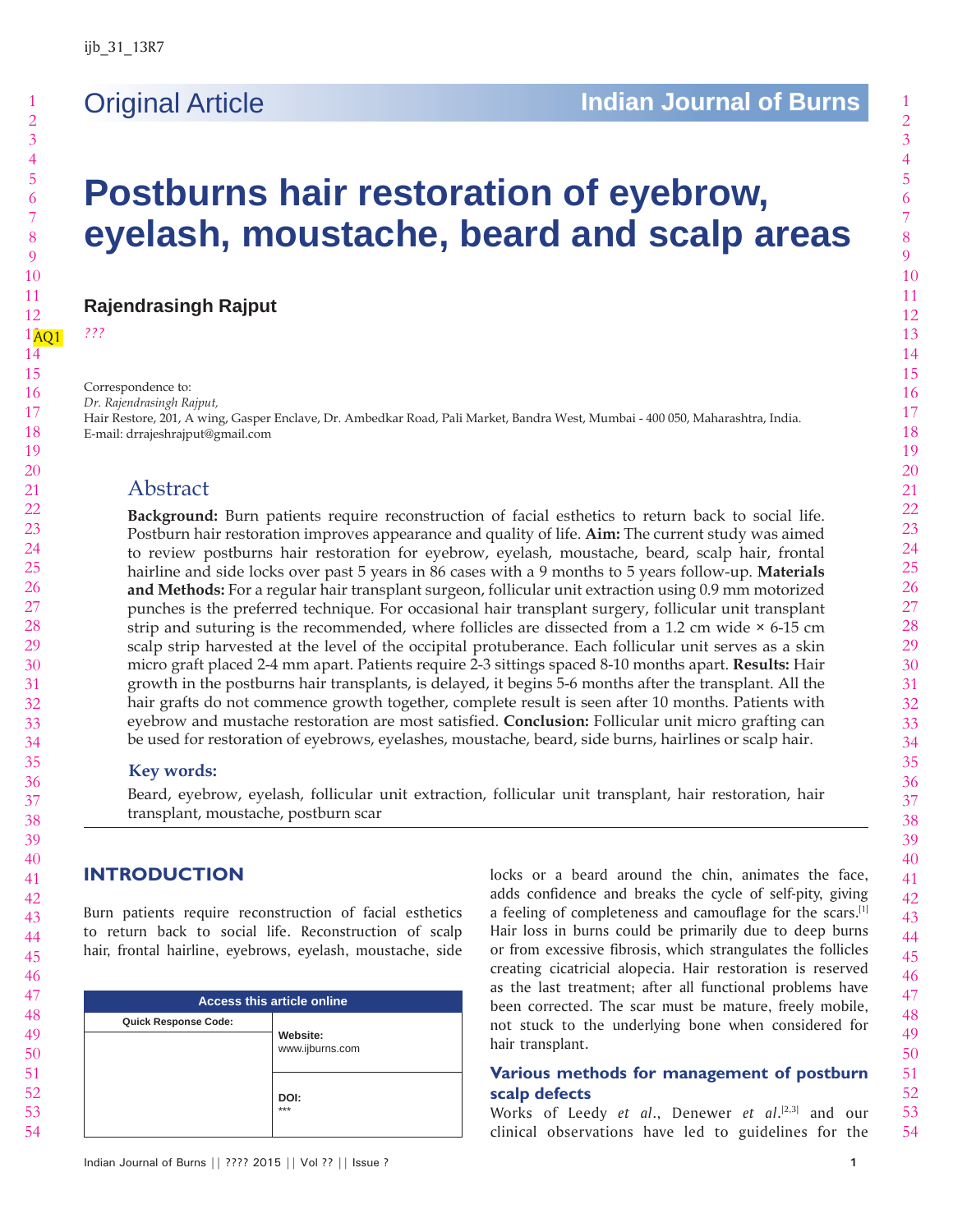Original Article

# Postburns hair restoration of eyebrow, eyelash, moustache, beard and scalp areas

**Rajendrasingh Rajput**

*???*

Correspondence to:
*Dr. Rajendrasingh Rajput,*
Hair Restore, 201, A wing, Gasper Enclave, Dr. Ambedkar Road, Pali Market, Bandra West, Mumbai - 400 050, Maharashtra, India.
E-mail: drrajeshrajput@gmail.com

## Abstract

**Background:** Burn patients require reconstruction of facial esthetics to return back to social life. Postburn hair restoration improves appearance and quality of life. **Aim:** The current study was aimed to review postburns hair restoration for eyebrow, eyelash, moustache, beard, scalp hair, frontal hairline and side locks over past 5 years in 86 cases with a 9 months to 5 years follow-up. **Materials and Methods:** For a regular hair transplant surgeon, follicular unit extraction using 0.9 mm motorized punches is the preferred technique. For occasional hair transplant surgery, follicular unit transplant strip and suturing is the recommended, where follicles are dissected from a 1.2 cm wide × 6-15 cm scalp strip harvested at the level of the occipital protuberance. Each follicular unit serves as a skin micro graft placed 2-4 mm apart. Patients require 2-3 sittings spaced 8-10 months apart. **Results:** Hair growth in the postburns hair transplants, is delayed, it begins 5-6 months after the transplant. All the hair grafts do not commence growth together, complete result is seen after 10 months. Patients with eyebrow and mustache restoration are most satisfied. **Conclusion:** Follicular unit micro grafting can be used for restoration of eyebrows, eyelashes, moustache, beard, side burns, hairlines or scalp hair.

**Key words:**

Beard, eyebrow, eyelash, follicular unit extraction, follicular unit transplant, hair restoration, hair transplant, moustache, postburn scar

## INTRODUCTION

Burn patients require reconstruction of facial esthetics to return back to social life. Reconstruction of scalp hair, frontal hairline, eyebrows, eyelash, moustache, side locks or a beard around the chin, animates the face, adds confidence and breaks the cycle of self-pity, giving a feeling of completeness and camouflage for the scars.[1] Hair loss in burns could be primarily due to deep burns or from excessive fibrosis, which strangulates the follicles creating cicatricial alopecia. Hair restoration is reserved as the last treatment; after all functional problems have been corrected. The scar must be mature, freely mobile, not stuck to the underlying bone when considered for hair transplant.

| Access this article online | |
|---|---|
| Quick Response Code: | Website: www.ijburns.com |
| | DOI: *** |

### Various methods for management of postburn scalp defects

Works of Leedy *et al*., Denewer *et al*.[2,3] and our clinical observations have led to guidelines for the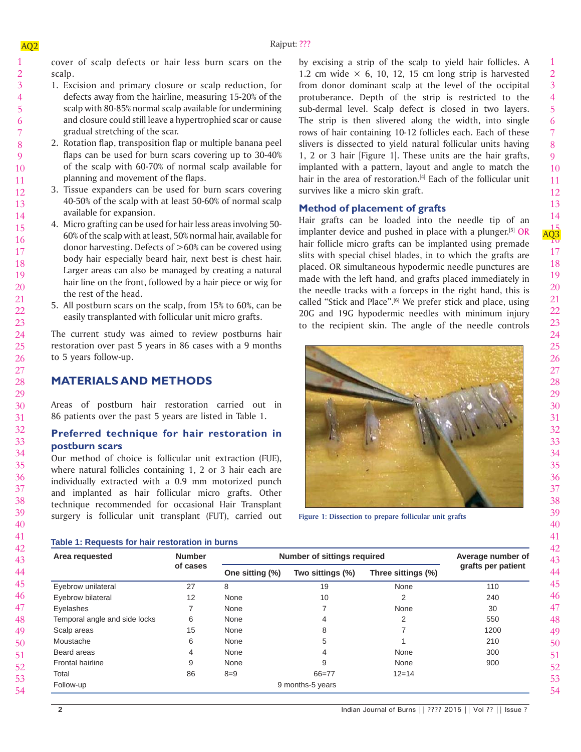cover of scalp defects or hair less burn scars on the scalp.

1. Excision and primary closure or scalp reduction, for defects away from the hairline, measuring 15-20% of the scalp with 80-85% normal scalp available for undermining and closure could still leave a hypertrophied scar or cause gradual stretching of the scar.
2. Rotation flap, transposition flap or multiple banana peel flaps can be used for burn scars covering up to 30-40% of the scalp with 60-70% of normal scalp available for planning and movement of the flaps.
3. Tissue expanders can be used for burn scars covering 40-50% of the scalp with at least 50-60% of normal scalp available for expansion.
4. Micro grafting can be used for hair less areas involving 50-60% of the scalp with at least, 50% normal hair, available for donor harvesting. Defects of >60% can be covered using body hair especially beard hair, next best is chest hair. Larger areas can also be managed by creating a natural hair line on the front, followed by a hair piece or wig for the rest of the head.
5. All postburn scars on the scalp, from 15% to 60%, can be easily transplanted with follicular unit micro grafts.

The current study was aimed to review postburns hair restoration over past 5 years in 86 cases with a 9 months to 5 years follow-up.

## MATERIALS AND METHODS

Areas of postburn hair restoration carried out in 86 patients over the past 5 years are listed in Table 1.

### Preferred technique for hair restoration in postburn scars

Our method of choice is follicular unit extraction (FUE), where natural follicles containing 1, 2 or 3 hair each are individually extracted with a 0.9 mm motorized punch and implanted as hair follicular micro grafts. Other technique recommended for occasional Hair Transplant surgery is follicular unit transplant (FUT), carried out by excising a strip of the scalp to yield hair follicles. A 1.2 cm wide × 6, 10, 12, 15 cm long strip is harvested from donor dominant scalp at the level of the occipital protuberance. Depth of the strip is restricted to the sub-dermal level. Scalp defect is closed in two layers. The strip is then slivered along the width, into single rows of hair containing 10-12 follicles each. Each of these slivers is dissected to yield natural follicular units having 1, 2 or 3 hair [Figure 1]. These units are the hair grafts, implanted with a pattern, layout and angle to match the hair in the area of restoration.[4] Each of the follicular unit survives like a micro skin graft.

### Method of placement of grafts

Hair grafts can be loaded into the needle tip of an implanter device and pushed in place with a plunger.[5] OR hair follicle micro grafts can be implanted using premade slits with special chisel blades, in to which the grafts are placed. OR simultaneous hypodermic needle punctures are made with the left hand, and grafts placed immediately in the needle tracks with a forceps in the right hand, this is called "Stick and Place".[6] We prefer stick and place, using 20G and 19G hypodermic needles with minimum injury to the recipient skin. The angle of the needle controls

Figure 1: Dissection to prepare follicular unit grafts

**Table 1: Requests for hair restoration in burns**

| Area requested | Number of cases | Number of sittings required | | | Average number of grafts per patient |
|---|---|---|---|---|---|
| | | One sitting (%) | Two sittings (%) | Three sittings (%) | |
| Eyebrow unilateral | 27 | 8 | 19 | None | 110 |
| Eyebrow bilateral | 12 | None | 10 | 2 | 240 |
| Eyelashes | 7 | None | 7 | None | 30 |
| Temporal angle and side locks | 6 | None | 4 | 2 | 550 |
| Scalp areas | 15 | None | 8 | 7 | 1200 |
| Moustache | 6 | None | 5 | 1 | 210 |
| Beard areas | 4 | None | 4 | None | 300 |
| Frontal hairline | 9 | None | 9 | None | 900 |
| Total | 86 | 8=9 | 66=77 | 12=14 | |
| Follow-up | | 9 months-5 years | | | |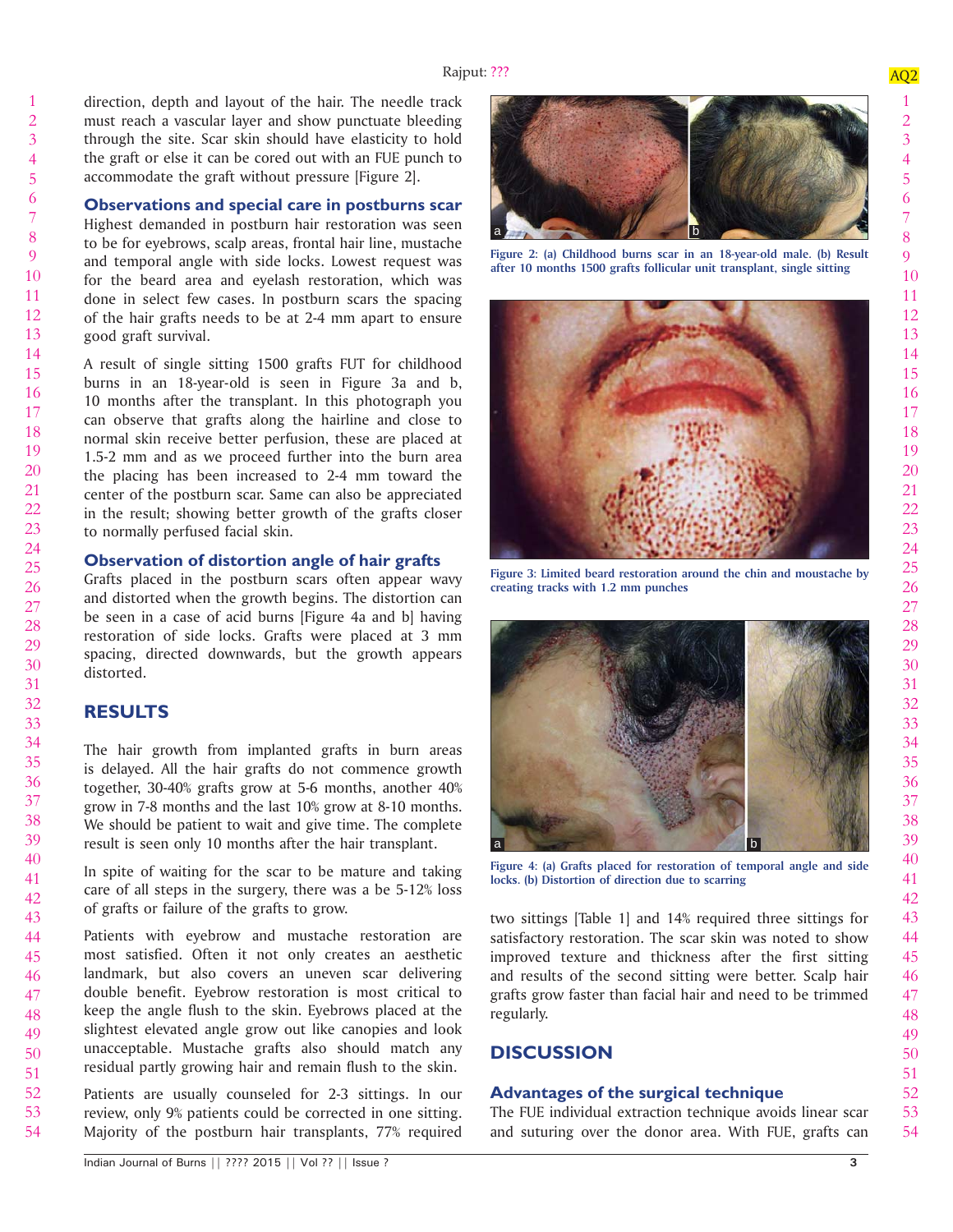direction, depth and layout of the hair. The needle track must reach a vascular layer and show punctuate bleeding through the site. Scar skin should have elasticity to hold the graft or else it can be cored out with an FUE punch to accommodate the graft without pressure [Figure 2].

### Observations and special care in postburns scar

Highest demanded in postburn hair restoration was seen to be for eyebrows, scalp areas, frontal hair line, mustache and temporal angle with side locks. Lowest request was for the beard area and eyelash restoration, which was done in select few cases. In postburn scars the spacing of the hair grafts needs to be at 2-4 mm apart to ensure good graft survival.

A result of single sitting 1500 grafts FUT for childhood burns in an 18-year-old is seen in Figure 3a and b, 10 months after the transplant. In this photograph you can observe that grafts along the hairline and close to normal skin receive better perfusion, these are placed at 1.5-2 mm and as we proceed further into the burn area the placing has been increased to 2-4 mm toward the center of the postburn scar. Same can also be appreciated in the result; showing better growth of the grafts closer to normally perfused facial skin.

### Observation of distortion angle of hair grafts

Grafts placed in the postburn scars often appear wavy and distorted when the growth begins. The distortion can be seen in a case of acid burns [Figure 4a and b] having restoration of side locks. Grafts were placed at 3 mm spacing, directed downwards, but the growth appears distorted.

Figure 2: (a) Childhood burns scar in an 18-year-old male. (b) Result after 10 months 1500 grafts follicular unit transplant, single sitting

Figure 3: Limited beard restoration around the chin and moustache by creating tracks with 1.2 mm punches

Figure 4: (a) Grafts placed for restoration of temporal angle and side locks. (b) Distortion of direction due to scarring

## RESULTS

The hair growth from implanted grafts in burn areas is delayed. All the hair grafts do not commence growth together, 30-40% grafts grow at 5-6 months, another 40% grow in 7-8 months and the last 10% grow at 8-10 months. We should be patient to wait and give time. The complete result is seen only 10 months after the hair transplant.

In spite of waiting for the scar to be mature and taking care of all steps in the surgery, there was a be 5-12% loss of grafts or failure of the grafts to grow.

Patients with eyebrow and mustache restoration are most satisfied. Often it not only creates an aesthetic landmark, but also covers an uneven scar delivering double benefit. Eyebrow restoration is most critical to keep the angle flush to the skin. Eyebrows placed at the slightest elevated angle grow out like canopies and look unacceptable. Mustache grafts also should match any residual partly growing hair and remain flush to the skin.

Patients are usually counseled for 2-3 sittings. In our review, only 9% patients could be corrected in one sitting. Majority of the postburn hair transplants, 77% required two sittings [Table 1] and 14% required three sittings for satisfactory restoration. The scar skin was noted to show improved texture and thickness after the first sitting and results of the second sitting were better. Scalp hair grafts grow faster than facial hair and need to be trimmed regularly.

## DISCUSSION

### Advantages of the surgical technique

The FUE individual extraction technique avoids linear scar and suturing over the donor area. With FUE, grafts can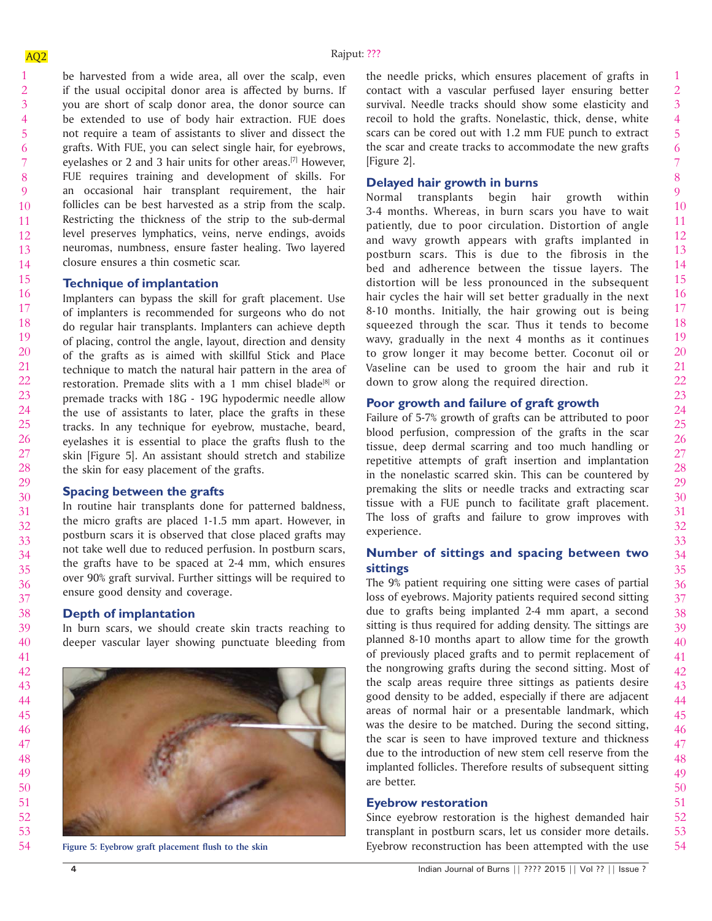be harvested from a wide area, all over the scalp, even if the usual occipital donor area is affected by burns. If you are short of scalp donor area, the donor source can be extended to use of body hair extraction. FUE does not require a team of assistants to sliver and dissect the grafts. With FUE, you can select single hair, for eyebrows, eyelashes or 2 and 3 hair units for other areas.[7] However, FUE requires training and development of skills. For an occasional hair transplant requirement, the hair follicles can be best harvested as a strip from the scalp. Restricting the thickness of the strip to the sub-dermal level preserves lymphatics, veins, nerve endings, avoids neuromas, numbness, ensure faster healing. Two layered closure ensures a thin cosmetic scar.

## Technique of implantation

Implanters can bypass the skill for graft placement. Use of implanters is recommended for surgeons who do not do regular hair transplants. Implanters can achieve depth of placing, control the angle, layout, direction and density of the grafts as is aimed with skillful Stick and Place technique to match the natural hair pattern in the area of restoration. Premade slits with a 1 mm chisel blade[8] or premade tracks with 18G - 19G hypodermic needle allow the use of assistants to later, place the grafts in these tracks. In any technique for eyebrow, mustache, beard, eyelashes it is essential to place the grafts flush to the skin [Figure 5]. An assistant should stretch and stabilize the skin for easy placement of the grafts.

## Spacing between the grafts

In routine hair transplants done for patterned baldness, the micro grafts are placed 1-1.5 mm apart. However, in postburn scars it is observed that close placed grafts may not take well due to reduced perfusion. In postburn scars, the grafts have to be spaced at 2-4 mm, which ensures over 90% graft survival. Further sittings will be required to ensure good density and coverage.

## Depth of implantation

In burn scars, we should create skin tracts reaching to deeper vascular layer showing punctuate bleeding from the needle pricks, which ensures placement of grafts in contact with a vascular perfused layer ensuring better survival. Needle tracks should show some elasticity and recoil to hold the grafts. Nonelastic, thick, dense, white scars can be cored out with 1.2 mm FUE punch to extract the scar and create tracks to accommodate the new grafts [Figure 2].

Figure 5: Eyebrow graft placement flush to the skin

## Delayed hair growth in burns

Normal transplants begin hair growth within 3-4 months. Whereas, in burn scars you have to wait patiently, due to poor circulation. Distortion of angle and wavy growth appears with grafts implanted in postburn scars. This is due to the fibrosis in the bed and adherence between the tissue layers. The distortion will be less pronounced in the subsequent hair cycles the hair will set better gradually in the next 8-10 months. Initially, the hair growing out is being squeezed through the scar. Thus it tends to become wavy, gradually in the next 4 months as it continues to grow longer it may become better. Coconut oil or Vaseline can be used to groom the hair and rub it down to grow along the required direction.

## Poor growth and failure of graft growth

Failure of 5-7% growth of grafts can be attributed to poor blood perfusion, compression of the grafts in the scar tissue, deep dermal scarring and too much handling or repetitive attempts of graft insertion and implantation in the nonelastic scarred skin. This can be countered by premaking the slits or needle tracks and extracting scar tissue with a FUE punch to facilitate graft placement. The loss of grafts and failure to grow improves with experience.

## Number of sittings and spacing between two sittings

The 9% patient requiring one sitting were cases of partial loss of eyebrows. Majority patients required second sitting due to grafts being implanted 2-4 mm apart, a second sitting is thus required for adding density. The sittings are planned 8-10 months apart to allow time for the growth of previously placed grafts and to permit replacement of the nongrowing grafts during the second sitting. Most of the scalp areas require three sittings as patients desire good density to be added, especially if there are adjacent areas of normal hair or a presentable landmark, which was the desire to be matched. During the second sitting, the scar is seen to have improved texture and thickness due to the introduction of new stem cell reserve from the implanted follicles. Therefore results of subsequent sitting are better.

## Eyebrow restoration

Since eyebrow restoration is the highest demanded hair transplant in postburn scars, let us consider more details. Eyebrow reconstruction has been attempted with the use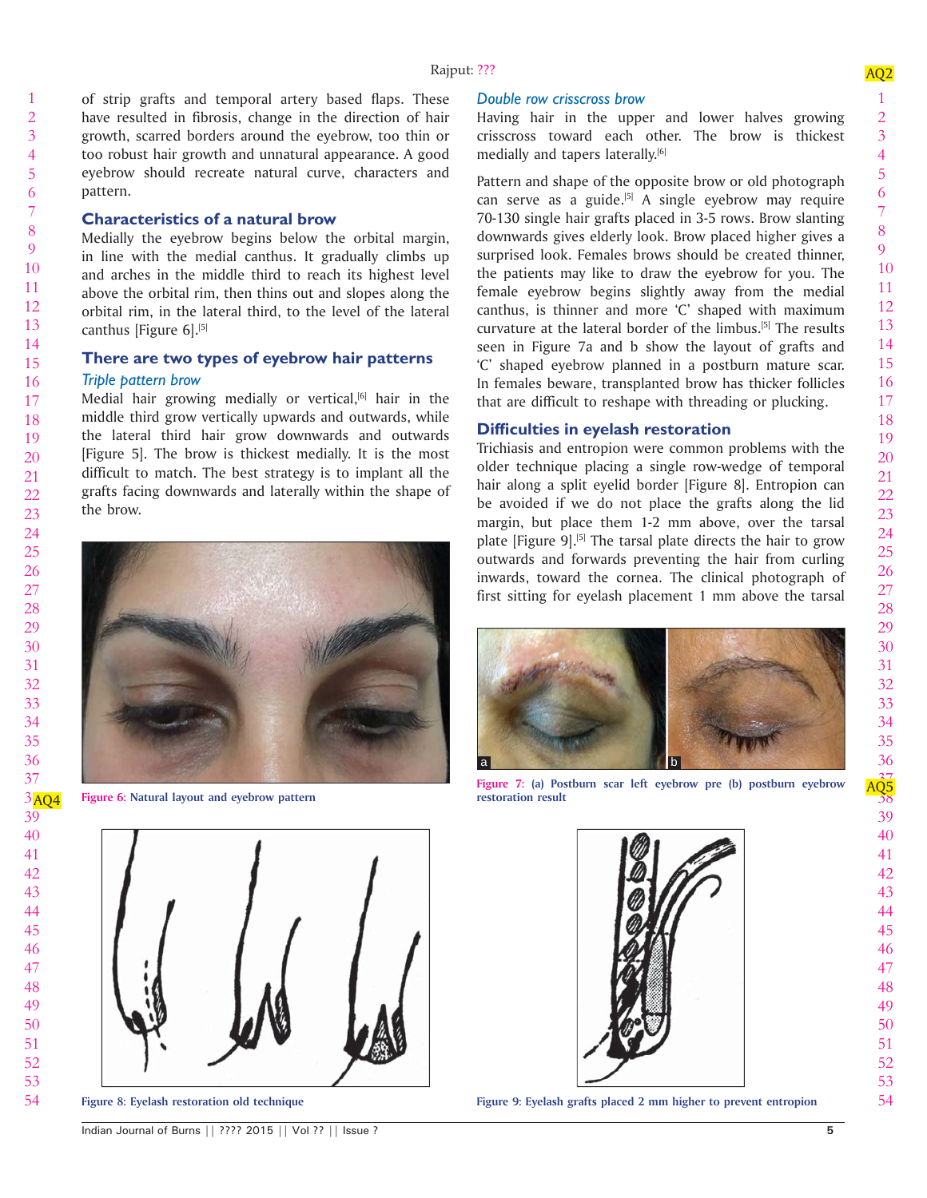of strip grafts and temporal artery based flaps. These have resulted in fibrosis, change in the direction of hair growth, scarred borders around the eyebrow, too thin or too robust hair growth and unnatural appearance. A good eyebrow should recreate natural curve, characters and pattern.

## Characteristics of a natural brow

Medially the eyebrow begins below the orbital margin, in line with the medial canthus. It gradually climbs up and arches in the middle third to reach its highest level above the orbital rim, then thins out and slopes along the orbital rim, in the lateral third, to the level of the lateral canthus [Figure 6].[5]

## There are two types of eyebrow hair patterns

### *Triple pattern brow*

Medial hair growing medially or vertical,[6] hair in the middle third grow vertically upwards and outwards, while the lateral third hair grow downwards and outwards [Figure 5]. The brow is thickest medially. It is the most difficult to match. The best strategy is to implant all the grafts facing downwards and laterally within the shape of the brow.

Figure 6: Natural layout and eyebrow pattern

### *Double row crisscross brow*

Having hair in the upper and lower halves growing crisscross toward each other. The brow is thickest medially and tapers laterally.[6]

Pattern and shape of the opposite brow or old photograph can serve as a guide.[5] A single eyebrow may require 70-130 single hair grafts placed in 3-5 rows. Brow slanting downwards gives elderly look. Brow placed higher gives a surprised look. Females brows should be created thinner, the patients may like to draw the eyebrow for you. The female eyebrow begins slightly away from the medial canthus, is thinner and more 'C' shaped with maximum curvature at the lateral border of the limbus.[5] The results seen in Figure 7a and b show the layout of grafts and 'C' shaped eyebrow planned in a postburn mature scar. In females beware, transplanted brow has thicker follicles that are difficult to reshape with threading or plucking.

## Difficulties in eyelash restoration

Trichiasis and entropion were common problems with the older technique placing a single row-wedge of temporal hair along a split eyelid border [Figure 8]. Entropion can be avoided if we do not place the grafts along the lid margin, but place them 1-2 mm above, over the tarsal plate [Figure 9].[5] The tarsal plate directs the hair to grow outwards and forwards preventing the hair from curling inwards, toward the cornea. The clinical photograph of first sitting for eyelash placement 1 mm above the tarsal

Figure 7: (a) Postburn scar left eyebrow pre (b) postburn eyebrow restoration result

Figure 8: Eyelash restoration old technique

Figure 9: Eyelash grafts placed 2 mm higher to prevent entropion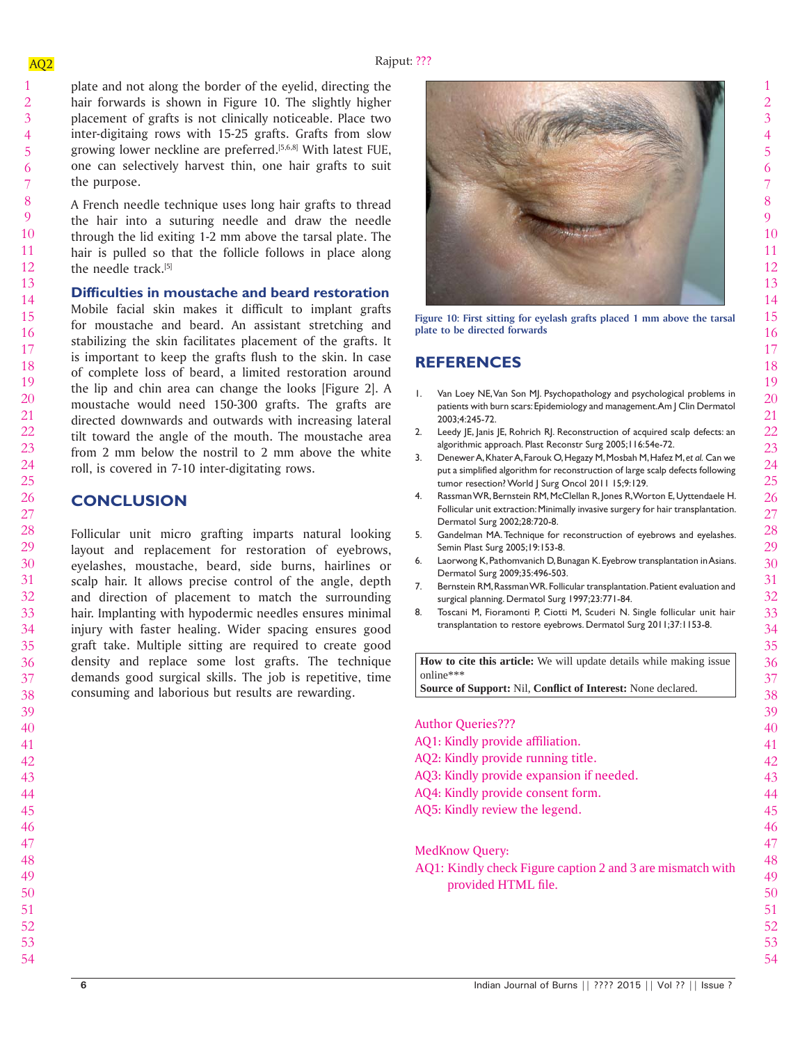plate and not along the border of the eyelid, directing the hair forwards is shown in Figure 10. The slightly higher placement of grafts is not clinically noticeable. Place two inter-digitating rows with 15-25 grafts. Grafts from slow growing lower neckline are preferred.[5,6,8] With latest FUE, one can selectively harvest thin, one hair grafts to suit the purpose.

A French needle technique uses long hair grafts to thread the hair into a suturing needle and draw the needle through the lid exiting 1-2 mm above the tarsal plate. The hair is pulled so that the follicle follows in place along the needle track.[5]

### Difficulties in moustache and beard restoration

Mobile facial skin makes it difficult to implant grafts for moustache and beard. An assistant stretching and stabilizing the skin facilitates placement of the grafts. It is important to keep the grafts flush to the skin. In case of complete loss of beard, a limited restoration around the lip and chin area can change the looks [Figure 2]. A moustache would need 150-300 grafts. The grafts are directed downwards and outwards with increasing lateral tilt toward the angle of the mouth. The moustache area from 2 mm below the nostril to 2 mm above the white roll, is covered in 7-10 inter-digitating rows.

## CONCLUSION

Follicular unit micro grafting imparts natural looking layout and replacement for restoration of eyebrows, eyelashes, moustache, beard, side burns, hairlines or scalp hair. It allows precise control of the angle, depth and direction of placement to match the surrounding hair. Implanting with hypodermic needles ensures minimal injury with faster healing. Wider spacing ensures good graft take. Multiple sitting are required to create good density and replace some lost grafts. The technique demands good surgical skills. The job is repetitive, time consuming and laborious but results are rewarding.

**Figure 10: First sitting for eyelash grafts placed 1 mm above the tarsal plate to be directed forwards**

## REFERENCES

1. Van Loey NE, Van Son MJ. Psychopathology and psychological problems in patients with burn scars: Epidemiology and management. Am J Clin Dermatol 2003;4:245-72.
2. Leedy JE, Janis JE, Rohrich RJ. Reconstruction of acquired scalp defects: an algorithmic approach. Plast Reconstr Surg 2005;116:54e-72.
3. Denewer A, Khater A, Farouk O, Hegazy M, Mosbah M, Hafez M, *et al.* Can we put a simplified algorithm for reconstruction of large scalp defects following tumor resection? World J Surg Oncol 2011 15;9:129.
4. Rassman WR, Bernstein RM, McClellan R, Jones R, Worton E, Uyttendaele H. Follicular unit extraction: Minimally invasive surgery for hair transplantation. Dermatol Surg 2002;28:720-8.
5. Gandelman MA. Technique for reconstruction of eyebrows and eyelashes. Semin Plast Surg 2005;19:153-8.
6. Laorwong K, Pathomvanich D, Bunagan K. Eyebrow transplantation in Asians. Dermatol Surg 2009;35:496-503.
7. Bernstein RM, Rassman WR. Follicular transplantation. Patient evaluation and surgical planning. Dermatol Surg 1997;23:771-84.
8. Toscani M, Fioramonti P, Ciotti M, Scuderi N. Single follicular unit hair transplantation to restore eyebrows. Dermatol Surg 2011;37:1153-8.

**How to cite this article:** We will update details while making issue online***
**Source of Support:** Nil, **Conflict of Interest:** None declared.

Author Queries???
AQ1: Kindly provide affiliation.
AQ2: Kindly provide running title.
AQ3: Kindly provide expansion if needed.
AQ4: Kindly provide consent form.
AQ5: Kindly review the legend.

MedKnow Query:
AQ1: Kindly check Figure caption 2 and 3 are mismatch with provided HTML file.